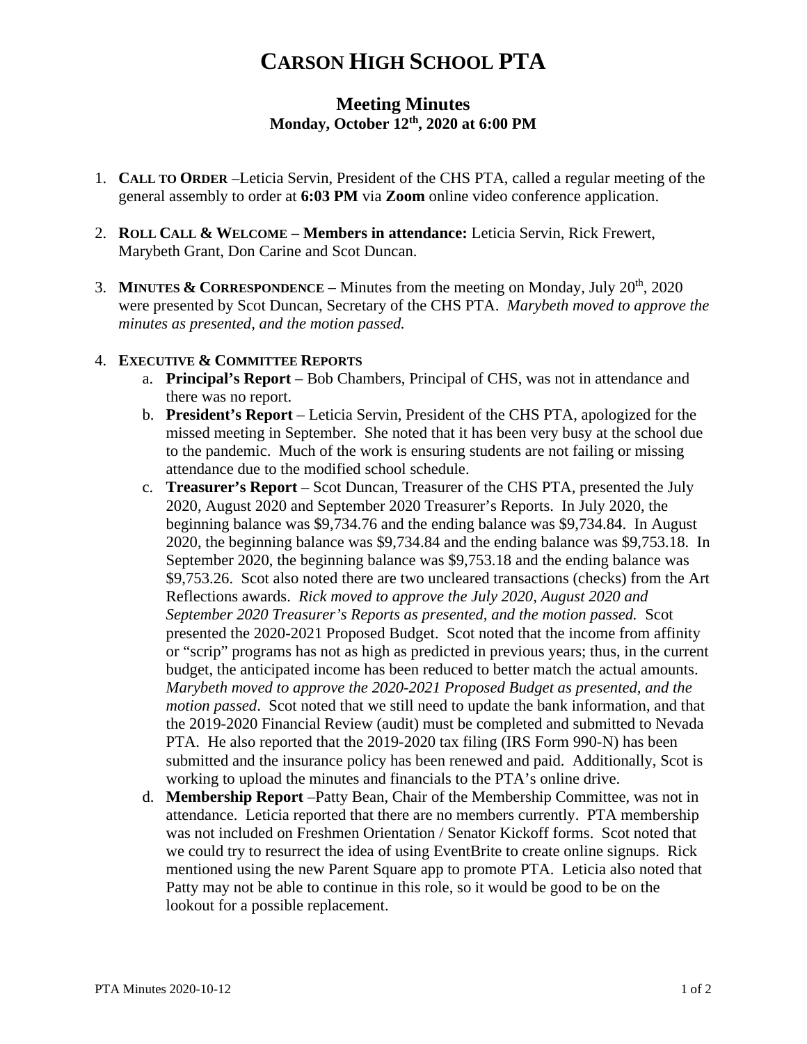# CARSON HIGH SCHOOL PTA

## Meeting Minutes

**Monday, October 12th, 2020 at 6:00 PM**

1. **CALL TO ORDER** –Leticia Servin, President of the CHS PTA, called a regular meeting of the general assembly to order at **6:03 PM** via **Zoom** online video conference application.

2. **ROLL CALL & WELCOME – Members in attendance:** Leticia Servin, Rick Frewert, Marybeth Grant, Don Carine and Scot Duncan.

3. **MINUTES & CORRESPONDENCE** – Minutes from the meeting on Monday, July 20th, 2020 were presented by Scot Duncan, Secretary of the CHS PTA. *Marybeth moved to approve the minutes as presented, and the motion passed.*

4. **EXECUTIVE & COMMITTEE REPORTS**
   a. **Principal's Report** – Bob Chambers, Principal of CHS, was not in attendance and there was no report.
   b. **President's Report** – Leticia Servin, President of the CHS PTA, apologized for the missed meeting in September. She noted that it has been very busy at the school due to the pandemic. Much of the work is ensuring students are not failing or missing attendance due to the modified school schedule.
   c. **Treasurer's Report** – Scot Duncan, Treasurer of the CHS PTA, presented the July 2020, August 2020 and September 2020 Treasurer's Reports. In July 2020, the beginning balance was $9,734.76 and the ending balance was $9,734.84. In August 2020, the beginning balance was $9,734.84 and the ending balance was $9,753.18. In September 2020, the beginning balance was $9,753.18 and the ending balance was $9,753.26. Scot also noted there are two uncleared transactions (checks) from the Art Reflections awards. *Rick moved to approve the July 2020, August 2020 and September 2020 Treasurer's Reports as presented, and the motion passed.* Scot presented the 2020-2021 Proposed Budget. Scot noted that the income from affinity or "scrip" programs has not as high as predicted in previous years; thus, in the current budget, the anticipated income has been reduced to better match the actual amounts. *Marybeth moved to approve the 2020-2021 Proposed Budget as presented, and the motion passed*. Scot noted that we still need to update the bank information, and that the 2019-2020 Financial Review (audit) must be completed and submitted to Nevada PTA. He also reported that the 2019-2020 tax filing (IRS Form 990-N) has been submitted and the insurance policy has been renewed and paid. Additionally, Scot is working to upload the minutes and financials to the PTA's online drive.
   d. **Membership Report** –Patty Bean, Chair of the Membership Committee, was not in attendance. Leticia reported that there are no members currently. PTA membership was not included on Freshmen Orientation / Senator Kickoff forms. Scot noted that we could try to resurrect the idea of using EventBrite to create online signups. Rick mentioned using the new Parent Square app to promote PTA. Leticia also noted that Patty may not be able to continue in this role, so it would be good to be on the lookout for a possible replacement.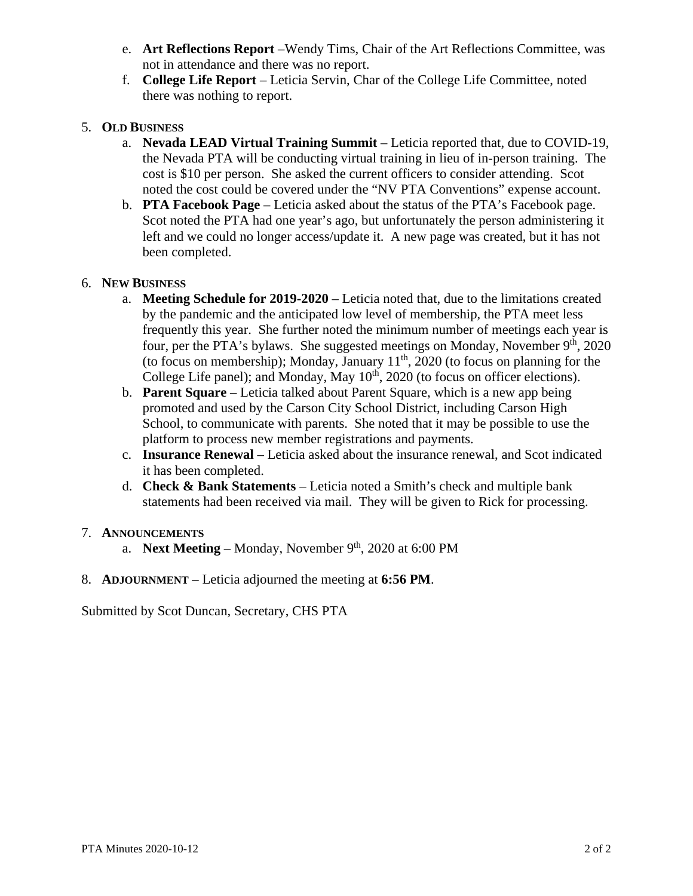e. **Art Reflections Report** –Wendy Tims, Chair of the Art Reflections Committee, was not in attendance and there was no report.

f. **College Life Report** – Leticia Servin, Char of the College Life Committee, noted there was nothing to report.

5. **OLD BUSINESS**
   a. **Nevada LEAD Virtual Training Summit** – Leticia reported that, due to COVID-19, the Nevada PTA will be conducting virtual training in lieu of in-person training. The cost is $10 per person. She asked the current officers to consider attending. Scot noted the cost could be covered under the "NV PTA Conventions" expense account.
   b. **PTA Facebook Page** – Leticia asked about the status of the PTA's Facebook page. Scot noted the PTA had one year's ago, but unfortunately the person administering it left and we could no longer access/update it. A new page was created, but it has not been completed.

6. **NEW BUSINESS**
   a. **Meeting Schedule for 2019-2020** – Leticia noted that, due to the limitations created by the pandemic and the anticipated low level of membership, the PTA meet less frequently this year. She further noted the minimum number of meetings each year is four, per the PTA's bylaws. She suggested meetings on Monday, November 9th, 2020 (to focus on membership); Monday, January 11th, 2020 (to focus on planning for the College Life panel); and Monday, May 10th, 2020 (to focus on officer elections).
   b. **Parent Square** – Leticia talked about Parent Square, which is a new app being promoted and used by the Carson City School District, including Carson High School, to communicate with parents. She noted that it may be possible to use the platform to process new member registrations and payments.
   c. **Insurance Renewal** – Leticia asked about the insurance renewal, and Scot indicated it has been completed.
   d. **Check & Bank Statements** – Leticia noted a Smith's check and multiple bank statements had been received via mail. They will be given to Rick for processing.

7. **ANNOUNCEMENTS**
   a. **Next Meeting** – Monday, November 9th, 2020 at 6:00 PM

8. **ADJOURNMENT** – Leticia adjourned the meeting at **6:56 PM**.

Submitted by Scot Duncan, Secretary, CHS PTA